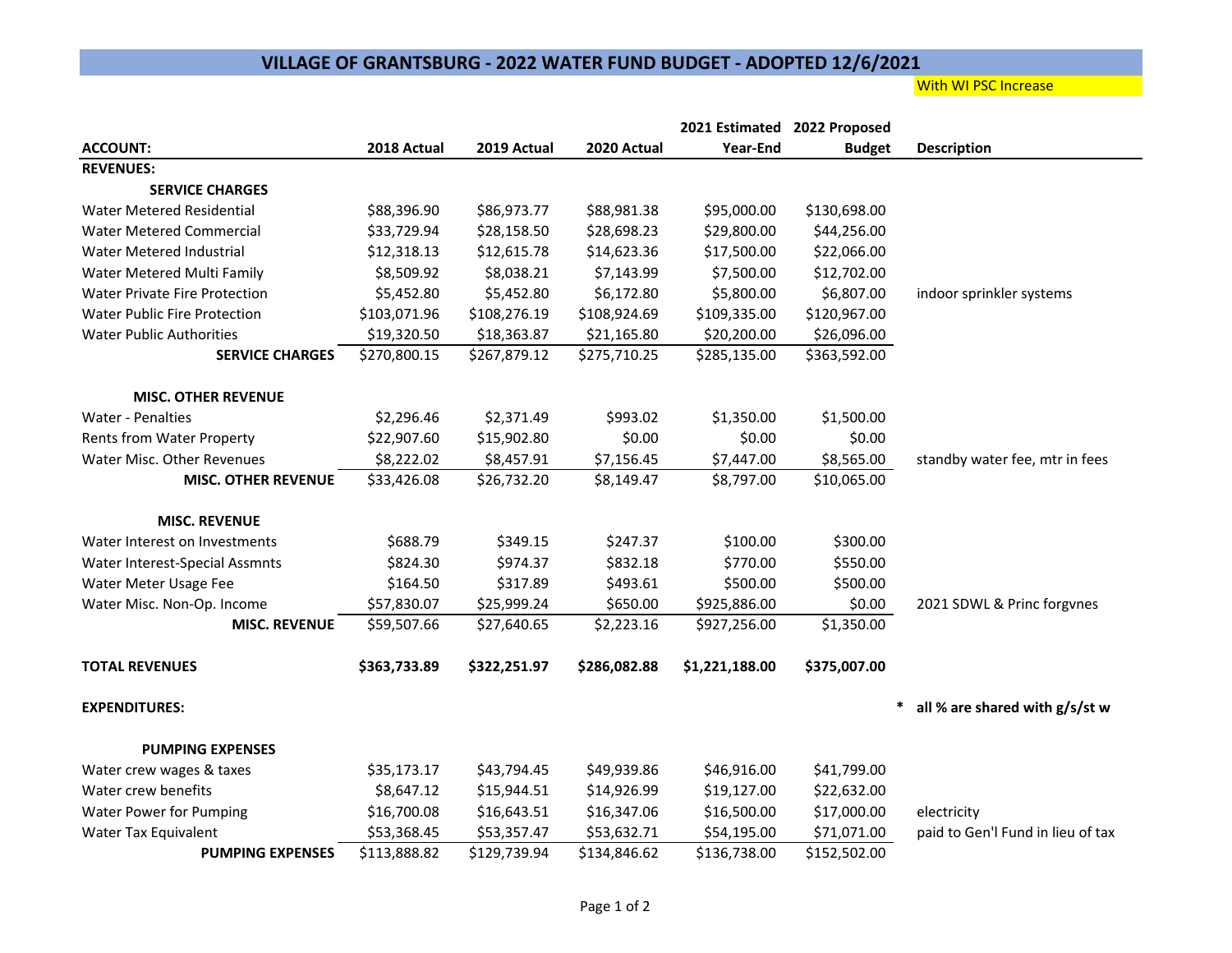# VILLAGE OF GRANTSBURG - 2022 WATER FUND BUDGET - ADOPTED 12/6/2021

With WI PSC Increase

| ACCOUNT: | 2018 Actual | 2019 Actual | 2020 Actual | 2021 Estimated Year-End | 2022 Proposed Budget | Description |
|---|---|---|---|---|---|---|
| **REVENUES:** | | | | | | |
| **SERVICE CHARGES** | | | | | | |
| Water Metered Residential | $88,396.90 | $86,973.77 | $88,981.38 | $95,000.00 | $130,698.00 | |
| Water Metered Commercial | $33,729.94 | $28,158.50 | $28,698.23 | $29,800.00 | $44,256.00 | |
| Water Metered Industrial | $12,318.13 | $12,615.78 | $14,623.36 | $17,500.00 | $22,066.00 | |
| Water Metered Multi Family | $8,509.92 | $8,038.21 | $7,143.99 | $7,500.00 | $12,702.00 | |
| Water Private Fire Protection | $5,452.80 | $5,452.80 | $6,172.80 | $5,800.00 | $6,807.00 | indoor sprinkler systems |
| Water Public Fire Protection | $103,071.96 | $108,276.19 | $108,924.69 | $109,335.00 | $120,967.00 | |
| Water Public Authorities | $19,320.50 | $18,363.87 | $21,165.80 | $20,200.00 | $26,096.00 | |
| **SERVICE CHARGES** | $270,800.15 | $267,879.12 | $275,710.25 | $285,135.00 | $363,592.00 | |
| | | | | | | |
| **MISC. OTHER REVENUE** | | | | | | |
| Water - Penalties | $2,296.46 | $2,371.49 | $993.02 | $1,350.00 | $1,500.00 | |
| Rents from Water Property | $22,907.60 | $15,902.80 | $0.00 | $0.00 | $0.00 | |
| Water Misc. Other Revenues | $8,222.02 | $8,457.91 | $7,156.45 | $7,447.00 | $8,565.00 | standby water fee, mtr in fees |
| **MISC. OTHER REVENUE** | $33,426.08 | $26,732.20 | $8,149.47 | $8,797.00 | $10,065.00 | |
| | | | | | | |
| **MISC. REVENUE** | | | | | | |
| Water Interest on Investments | $688.79 | $349.15 | $247.37 | $100.00 | $300.00 | |
| Water Interest-Special Assmnts | $824.30 | $974.37 | $832.18 | $770.00 | $550.00 | |
| Water Meter Usage Fee | $164.50 | $317.89 | $493.61 | $500.00 | $500.00 | |
| Water Misc. Non-Op. Income | $57,830.07 | $25,999.24 | $650.00 | $925,886.00 | $0.00 | 2021 SDWL & Princ forgvnes |
| **MISC. REVENUE** | $59,507.66 | $27,640.65 | $2,223.16 | $927,256.00 | $1,350.00 | |
| | | | | | | |
| **TOTAL REVENUES** | **$363,733.89** | **$322,251.97** | **$286,082.88** | **$1,221,188.00** | **$375,007.00** | |
| | | | | | | |
| **EXPENDITURES:** | | | | | * | **all % are shared with g/s/st w** |
| | | | | | | |
| **PUMPING EXPENSES** | | | | | | |
| Water crew wages & taxes | $35,173.17 | $43,794.45 | $49,939.86 | $46,916.00 | $41,799.00 | |
| Water crew benefits | $8,647.12 | $15,944.51 | $14,926.99 | $19,127.00 | $22,632.00 | |
| Water Power for Pumping | $16,700.08 | $16,643.51 | $16,347.06 | $16,500.00 | $17,000.00 | electricity |
| Water Tax Equivalent | $53,368.45 | $53,357.47 | $53,632.71 | $54,195.00 | $71,071.00 | paid to Gen'l Fund in lieu of tax |
| **PUMPING EXPENSES** | $113,888.82 | $129,739.94 | $134,846.62 | $136,738.00 | $152,502.00 | |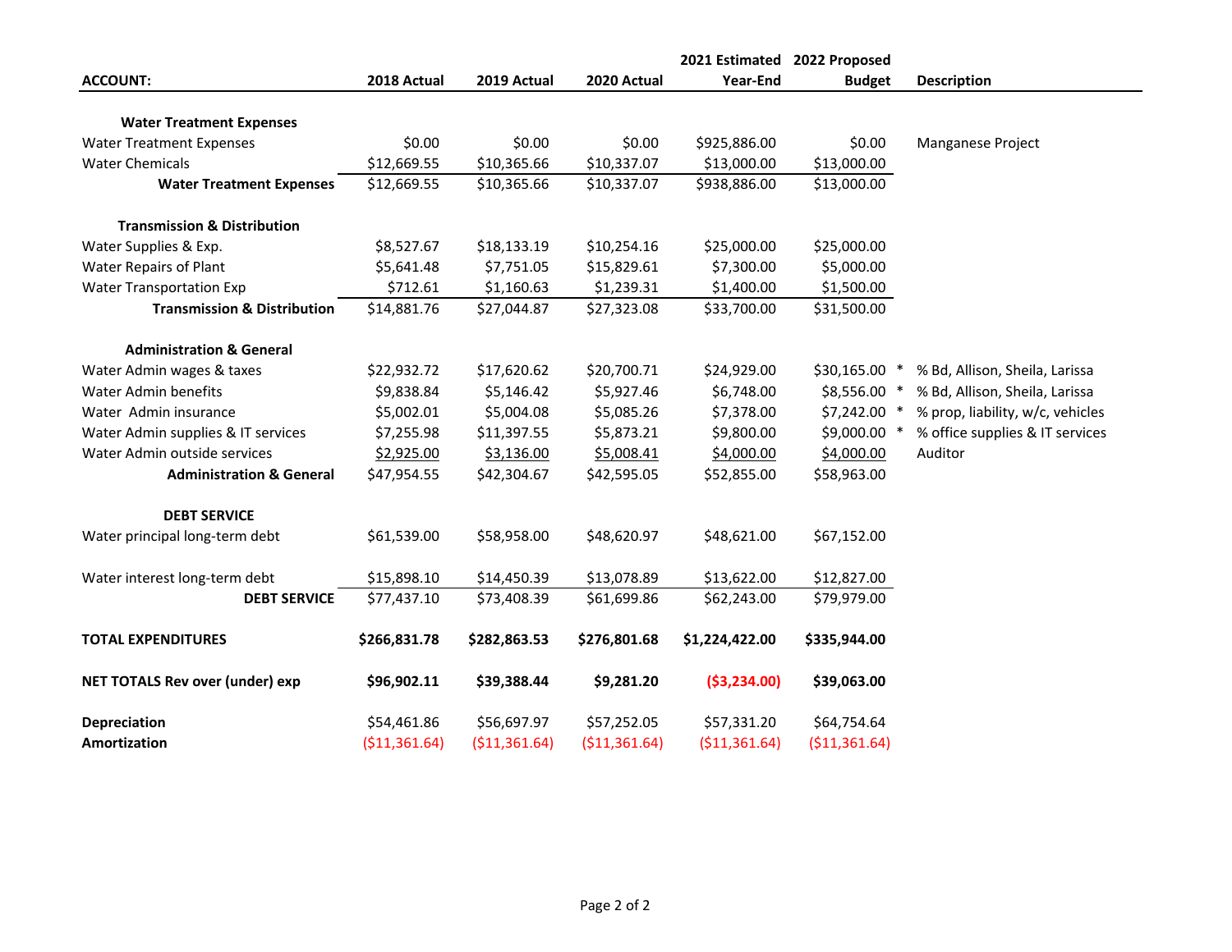| ACCOUNT: | 2018 Actual | 2019 Actual | 2020 Actual | 2021 Estimated Year-End | 2022 Proposed Budget | | Description |
|---|---|---|---|---|---|---|---|
| **Water Treatment Expenses** | | | | | | | |
| Water Treatment Expenses | $0.00 | $0.00 | $0.00 | $925,886.00 | $0.00 | | Manganese Project |
| Water Chemicals | $12,669.55 | $10,365.66 | $10,337.07 | $13,000.00 | $13,000.00 | | |
| **Water Treatment Expenses** | $12,669.55 | $10,365.66 | $10,337.07 | $938,886.00 | $13,000.00 | | |
| **Transmission & Distribution** | | | | | | | |
| Water Supplies & Exp. | $8,527.67 | $18,133.19 | $10,254.16 | $25,000.00 | $25,000.00 | | |
| Water Repairs of Plant | $5,641.48 | $7,751.05 | $15,829.61 | $7,300.00 | $5,000.00 | | |
| Water Transportation Exp | $712.61 | $1,160.63 | $1,239.31 | $1,400.00 | $1,500.00 | | |
| **Transmission & Distribution** | $14,881.76 | $27,044.87 | $27,323.08 | $33,700.00 | $31,500.00 | | |
| **Administration & General** | | | | | | | |
| Water Admin wages & taxes | $22,932.72 | $17,620.62 | $20,700.71 | $24,929.00 | $30,165.00 | * | % Bd, Allison, Sheila, Larissa |
| Water Admin benefits | $9,838.84 | $5,146.42 | $5,927.46 | $6,748.00 | $8,556.00 | * | % Bd, Allison, Sheila, Larissa |
| Water Admin insurance | $5,002.01 | $5,004.08 | $5,085.26 | $7,378.00 | $7,242.00 | * | % prop, liability, w/c, vehicles |
| Water Admin supplies & IT services | $7,255.98 | $11,397.55 | $5,873.21 | $9,800.00 | $9,000.00 | * | % office supplies & IT services |
| Water Admin outside services | $2,925.00 | $3,136.00 | $5,008.41 | $4,000.00 | $4,000.00 | | Auditor |
| **Administration & General** | $47,954.55 | $42,304.67 | $42,595.05 | $52,855.00 | $58,963.00 | | |
| **DEBT SERVICE** | | | | | | | |
| Water principal long-term debt | $61,539.00 | $58,958.00 | $48,620.97 | $48,621.00 | $67,152.00 | | |
| Water interest long-term debt | $15,898.10 | $14,450.39 | $13,078.89 | $13,622.00 | $12,827.00 | | |
| **DEBT SERVICE** | $77,437.10 | $73,408.39 | $61,699.86 | $62,243.00 | $79,979.00 | | |
| **TOTAL EXPENDITURES** | **$266,831.78** | **$282,863.53** | **$276,801.68** | **$1,224,422.00** | **$335,944.00** | | |
| **NET TOTALS Rev over (under) exp** | **$96,902.11** | **$39,388.44** | **$9,281.20** | **($3,234.00)** | **$39,063.00** | | |
| **Depreciation** | $54,461.86 | $56,697.97 | $57,252.05 | $57,331.20 | $64,754.64 | | |
| **Amortization** | ($11,361.64) | ($11,361.64) | ($11,361.64) | ($11,361.64) | ($11,361.64) | | |